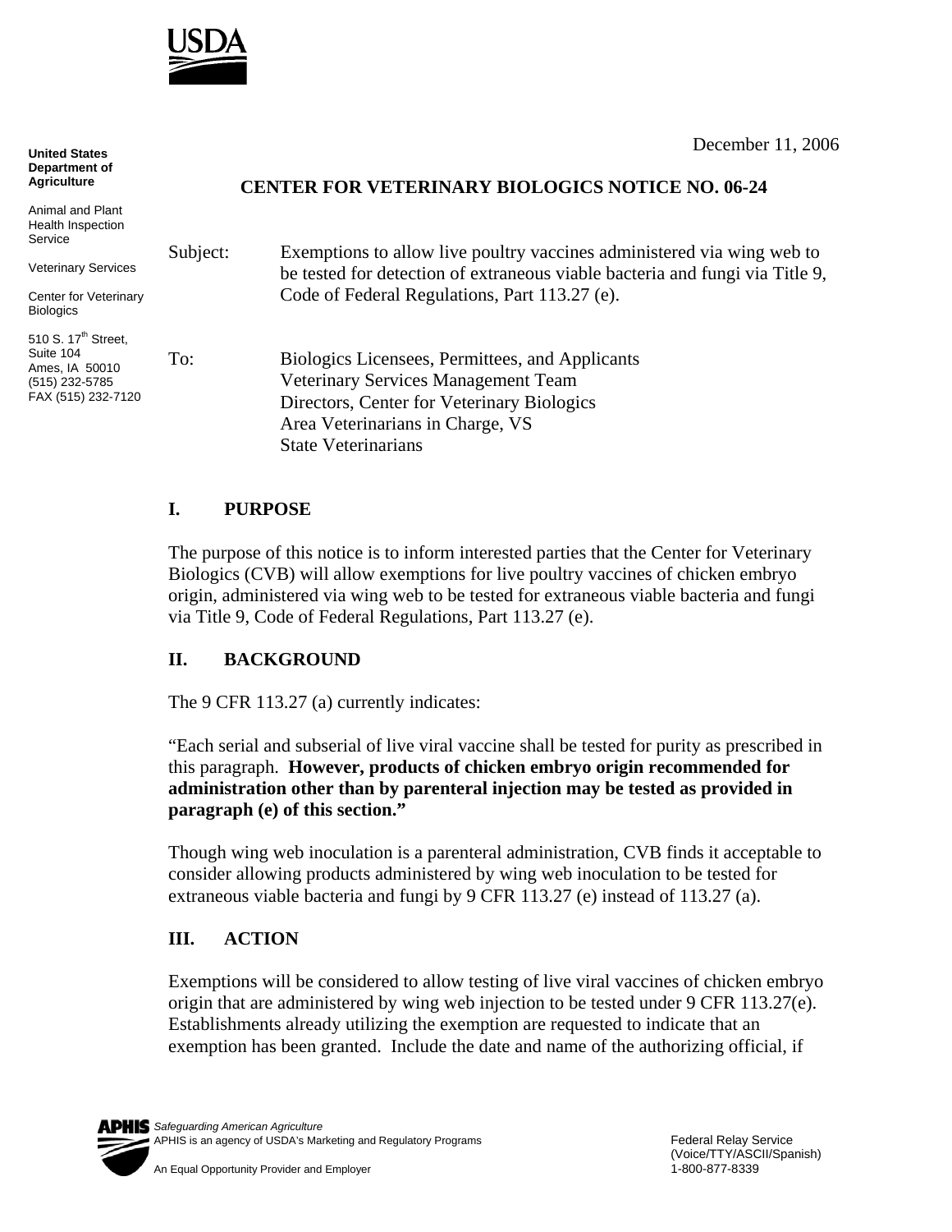USDA

**United States Department of Agriculture**

Animal and Plant Health Inspection Service

Veterinary Services

Center for Veterinary Biologics

510 S. 17th Street, Suite 104
Ames, IA 50010
(515) 232-5785
FAX (515) 232-7120

December 11, 2006

**CENTER FOR VETERINARY BIOLOGICS NOTICE NO. 06-24**

Subject: Exemptions to allow live poultry vaccines administered via wing web to be tested for detection of extraneous viable bacteria and fungi via Title 9, Code of Federal Regulations, Part 113.27 (e).

To: Biologics Licensees, Permittees, and Applicants
Veterinary Services Management Team
Directors, Center for Veterinary Biologics
Area Veterinarians in Charge, VS
State Veterinarians

## I. PURPOSE

The purpose of this notice is to inform interested parties that the Center for Veterinary Biologics (CVB) will allow exemptions for live poultry vaccines of chicken embryo origin, administered via wing web to be tested for extraneous viable bacteria and fungi via Title 9, Code of Federal Regulations, Part 113.27 (e).

## II. BACKGROUND

The 9 CFR 113.27 (a) currently indicates:

"Each serial and subserial of live viral vaccine shall be tested for purity as prescribed in this paragraph. **However, products of chicken embryo origin recommended for administration other than by parenteral injection may be tested as provided in paragraph (e) of this section."**

Though wing web inoculation is a parenteral administration, CVB finds it acceptable to consider allowing products administered by wing web inoculation to be tested for extraneous viable bacteria and fungi by 9 CFR 113.27 (e) instead of 113.27 (a).

## III. ACTION

Exemptions will be considered to allow testing of live viral vaccines of chicken embryo origin that are administered by wing web injection to be tested under 9 CFR 113.27(e). Establishments already utilizing the exemption are requested to indicate that an exemption has been granted. Include the date and name of the authorizing official, if

*Safeguarding American Agriculture*
APHIS is an agency of USDA's Marketing and Regulatory Programs
An Equal Opportunity Provider and Employer

Federal Relay Service
(Voice/TTY/ASCII/Spanish)
1-800-877-8339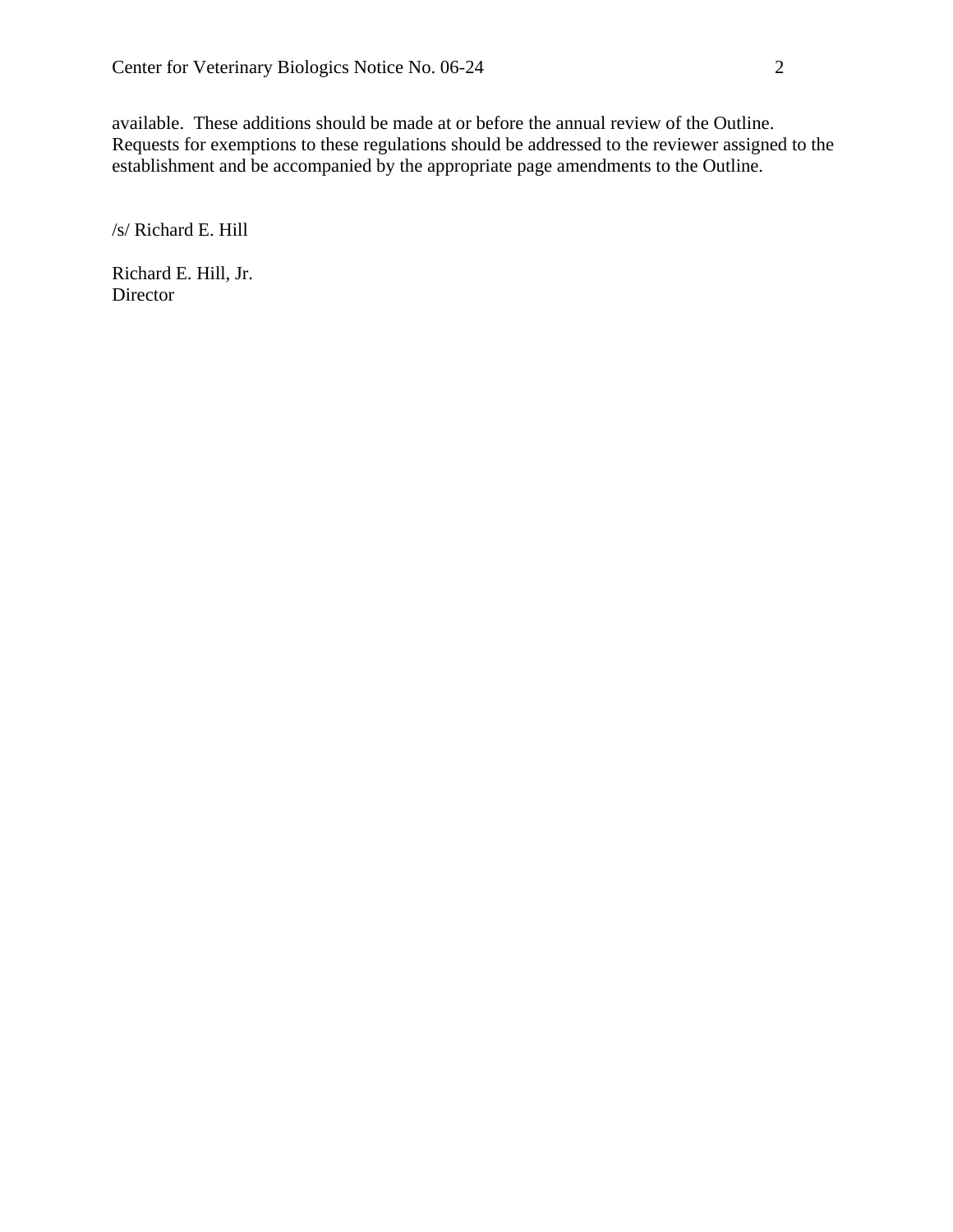available. These additions should be made at or before the annual review of the Outline. Requests for exemptions to these regulations should be addressed to the reviewer assigned to the establishment and be accompanied by the appropriate page amendments to the Outline.

/s/ Richard E. Hill

Richard E. Hill, Jr.
Director